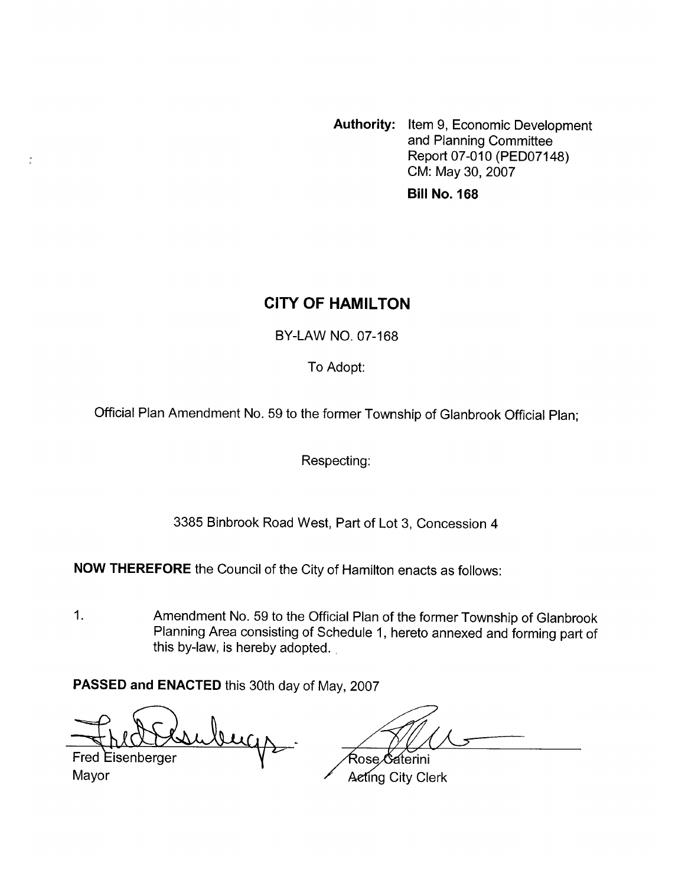**Authority:** Item 9, Economic Development and Planning Committee Report 07-010 (PED07148) CM: May 30, 2007

**Bill No. 168**

# CITY OF HAMILTON

BY-LAW NO. 07-168

To Adopt:

Official Plan Amendment No. 59 to the former Township of Glanbrook Official Plan;

Respecting:

3385 Binbrook Road West, Part of Lot 3, Concession 4

**NOW THEREFORE** the Council of the City of Hamilton enacts as follows:

1. Amendment No. 59 to the Official Plan of the former Township of Glanbrook Planning Area consisting of Schedule 1, hereto annexed and forming part of this by-law, is hereby adopted.

**PASSED and ENACTED** this 30th day of May, 2007

Fred Eisenberger
Mayor

Rose Caterini
Acting City Clerk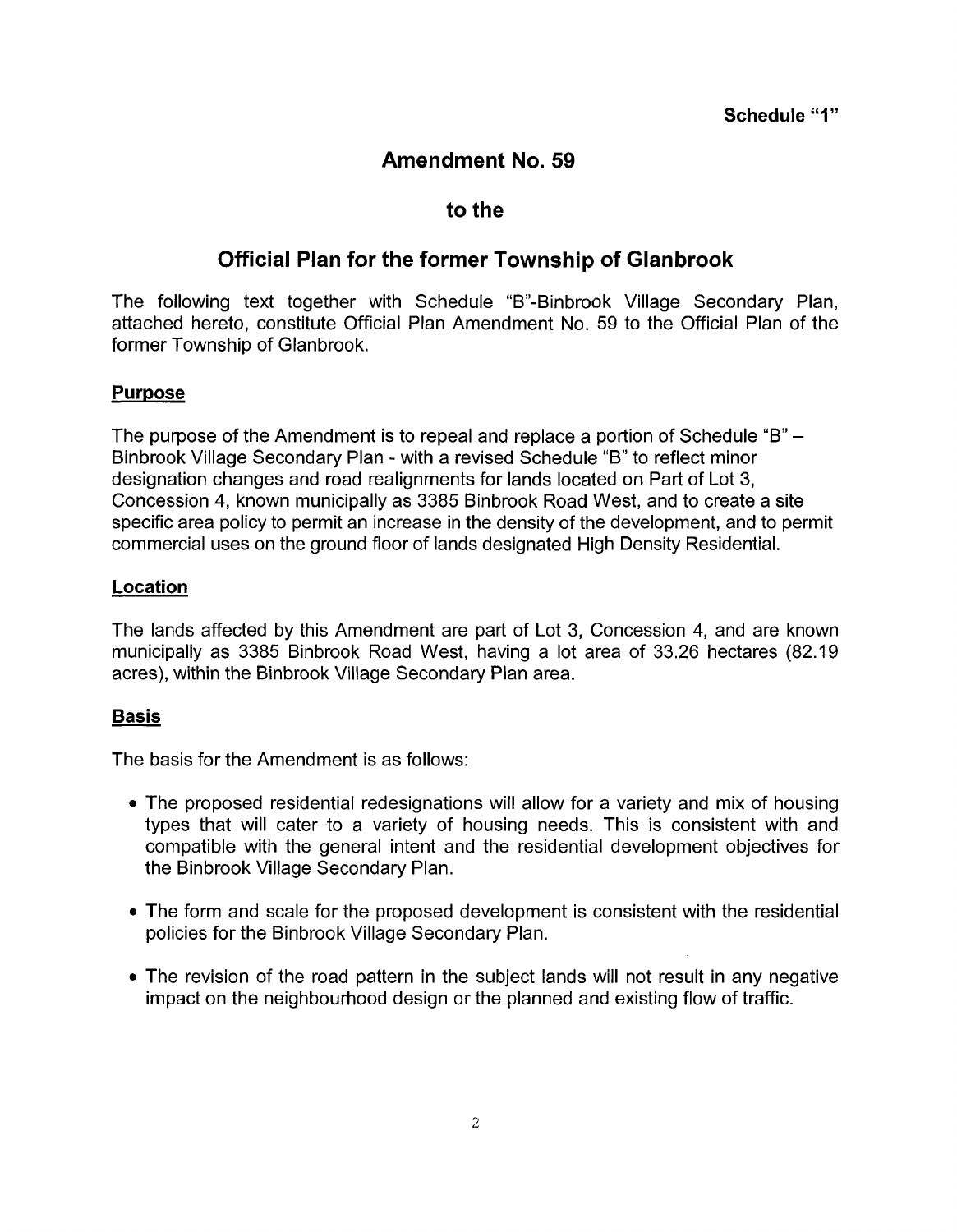**Schedule "1"**

# Amendment No. 59

# to the

# Official Plan for the former Township of Glanbrook

The following text together with Schedule "B"-Binbrook Village Secondary Plan, attached hereto, constitute Official Plan Amendment No. 59 to the Official Plan of the former Township of Glanbrook.

## Purpose

The purpose of the Amendment is to repeal and replace a portion of Schedule "B" – Binbrook Village Secondary Plan - with a revised Schedule "B" to reflect minor designation changes and road realignments for lands located on Part of Lot 3, Concession 4, known municipally as 3385 Binbrook Road West, and to create a site specific area policy to permit an increase in the density of the development, and to permit commercial uses on the ground floor of lands designated High Density Residential.

## Location

The lands affected by this Amendment are part of Lot 3, Concession 4, and are known municipally as 3385 Binbrook Road West, having a lot area of 33.26 hectares (82.19 acres), within the Binbrook Village Secondary Plan area.

## Basis

The basis for the Amendment is as follows:

- The proposed residential redesignations will allow for a variety and mix of housing types that will cater to a variety of housing needs. This is consistent with and compatible with the general intent and the residential development objectives for the Binbrook Village Secondary Plan.
- The form and scale for the proposed development is consistent with the residential policies for the Binbrook Village Secondary Plan.
- The revision of the road pattern in the subject lands will not result in any negative impact on the neighbourhood design or the planned and existing flow of traffic.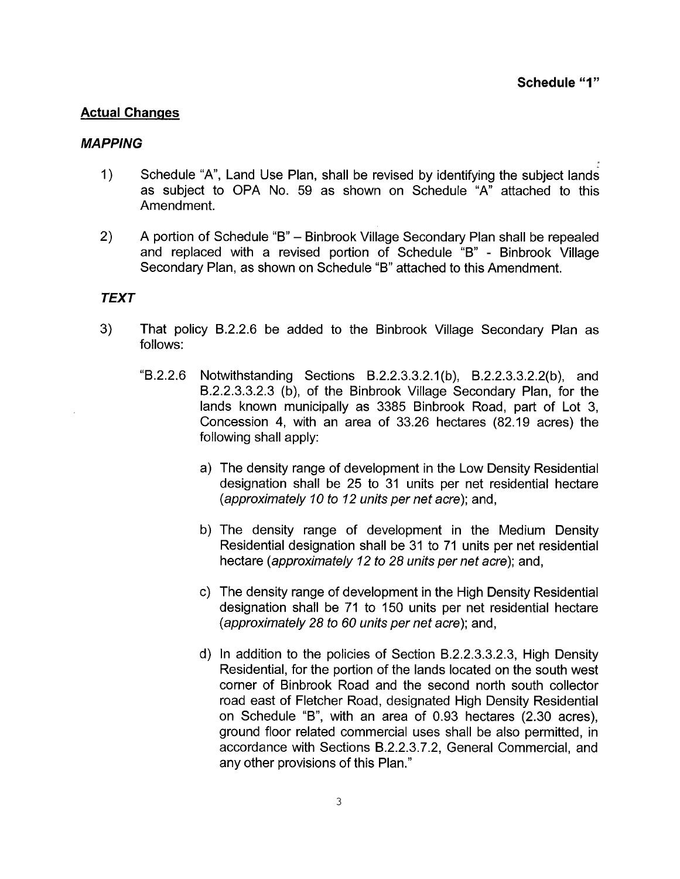**Schedule "1"**

**Actual Changes**

***MAPPING***

1) Schedule "A", Land Use Plan, shall be revised by identifying the subject lands as subject to OPA No. 59 as shown on Schedule "A" attached to this Amendment.

2) A portion of Schedule "B" – Binbrook Village Secondary Plan shall be repealed and replaced with a revised portion of Schedule "B" - Binbrook Village Secondary Plan, as shown on Schedule "B" attached to this Amendment.

***TEXT***

3) That policy B.2.2.6 be added to the Binbrook Village Secondary Plan as follows:

   "B.2.2.6 Notwithstanding Sections B.2.2.3.3.2.1(b), B.2.2.3.3.2.2(b), and B.2.2.3.3.2.3 (b), of the Binbrook Village Secondary Plan, for the lands known municipally as 3385 Binbrook Road, part of Lot 3, Concession 4, with an area of 33.26 hectares (82.19 acres) the following shall apply:

   a) The density range of development in the Low Density Residential designation shall be 25 to 31 units per net residential hectare (*approximately 10 to 12 units per net acre*); and,

   b) The density range of development in the Medium Density Residential designation shall be 31 to 71 units per net residential hectare (*approximately 12 to 28 units per net acre*); and,

   c) The density range of development in the High Density Residential designation shall be 71 to 150 units per net residential hectare (*approximately 28 to 60 units per net acre*); and,

   d) In addition to the policies of Section B.2.2.3.3.2.3, High Density Residential, for the portion of the lands located on the south west corner of Binbrook Road and the second north south collector road east of Fletcher Road, designated High Density Residential on Schedule "B", with an area of 0.93 hectares (2.30 acres), ground floor related commercial uses shall be also permitted, in accordance with Sections B.2.2.3.7.2, General Commercial, and any other provisions of this Plan."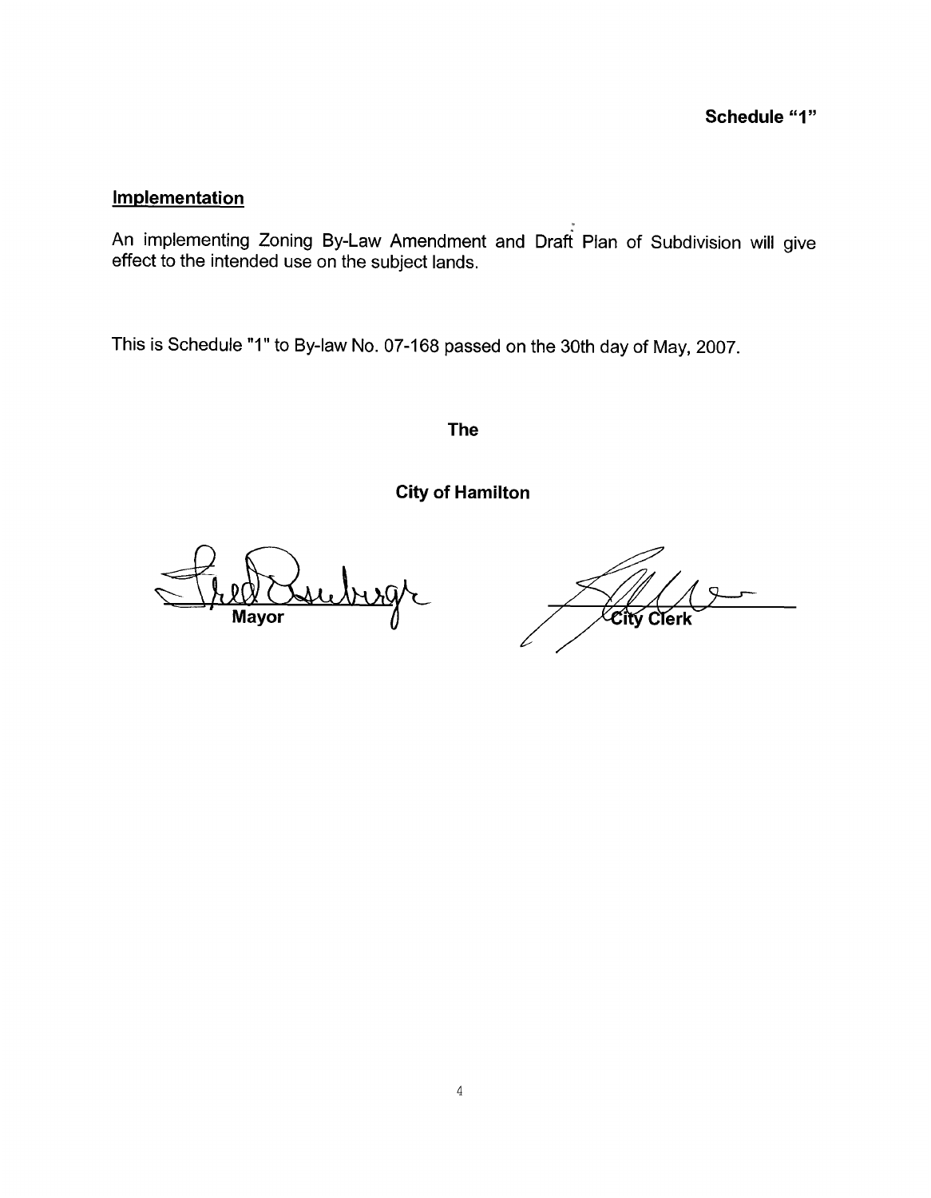**Schedule "1"**

**Implementation**

An implementing Zoning By-Law Amendment and Draft Plan of Subdivision will give effect to the intended use on the subject lands.

This is Schedule "1" to By-law No. 07-168 passed on the 30th day of May, 2007.

**The**

**City of Hamilton**

**Mayor** **City Clerk**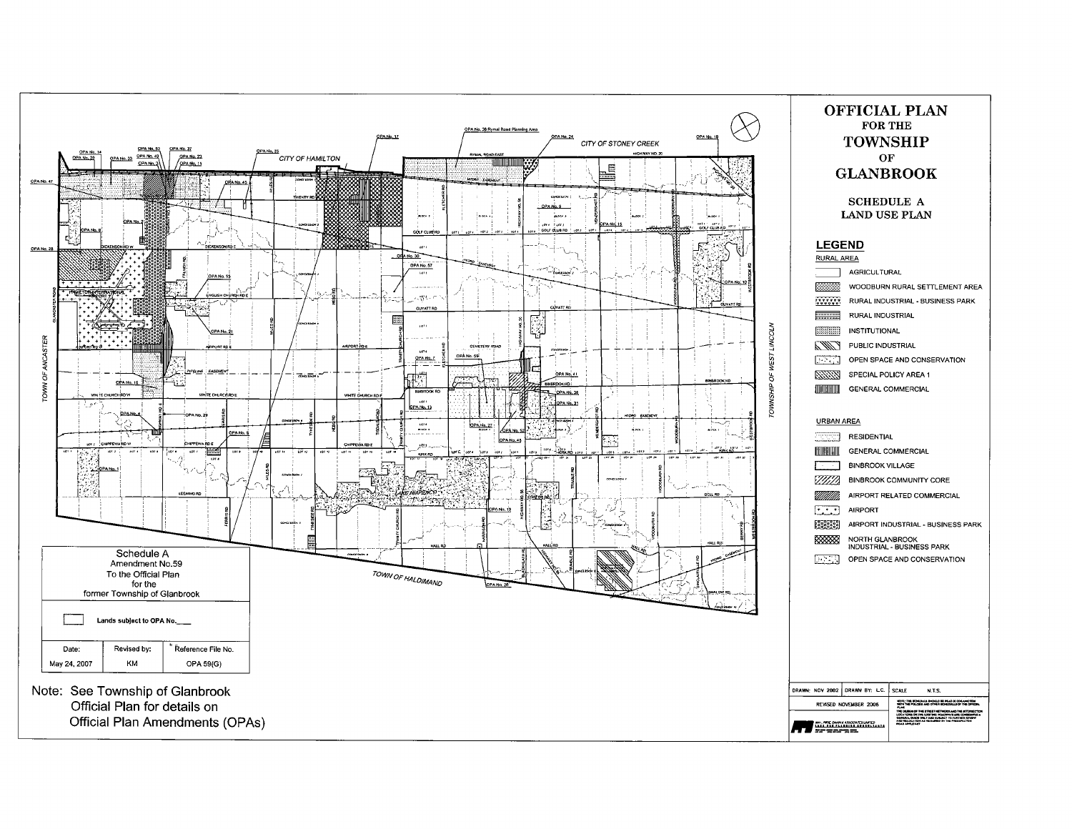# OFFICIAL PLAN FOR THE TOWNSHIP OF GLANBROOK

## SCHEDULE A LAND USE PLAN

### LEGEND

**RURAL AREA**

- AGRICULTURAL
- WOODBURN RURAL SETTLEMENT AREA
- RURAL INDUSTRIAL - BUSINESS PARK
- RURAL INDUSTRIAL
- INSTITUTIONAL
- PUBLIC INDUSTRIAL
- OPEN SPACE AND CONSERVATION
- SPECIAL POLICY AREA 1
- GENERAL COMMERCIAL

**URBAN AREA**

- RESIDENTIAL
- GENERAL COMMERCIAL
- BINBROOK VILLAGE
- BINBROOK COMMUNITY CORE
- AIRPORT RELATED COMMERCIAL
- AIRPORT
- AIRPORT INDUSTRIAL - BUSINESS PARK
- NORTH GLANBROOK INDUSTRIAL - BUSINESS PARK
- OPEN SPACE AND CONSERVATION

| DRAWN: NOV 2002 | DRAWN BY: L.C. | SCALE N.T.S. |
|---|---|---|
| REVISED NOVEMBER 2006 | | |

Schedule A
Amendment No.59
To the Official Plan
for the
former Township of Glanbrook

Lands subject to OPA No.___

| Date: | Revised by: | Reference File No. |
|---|---|---|
| May 24, 2007 | KM | OPA 59(G) |

Note: See Township of Glanbrook Official Plan for details on Official Plan Amendments (OPAs)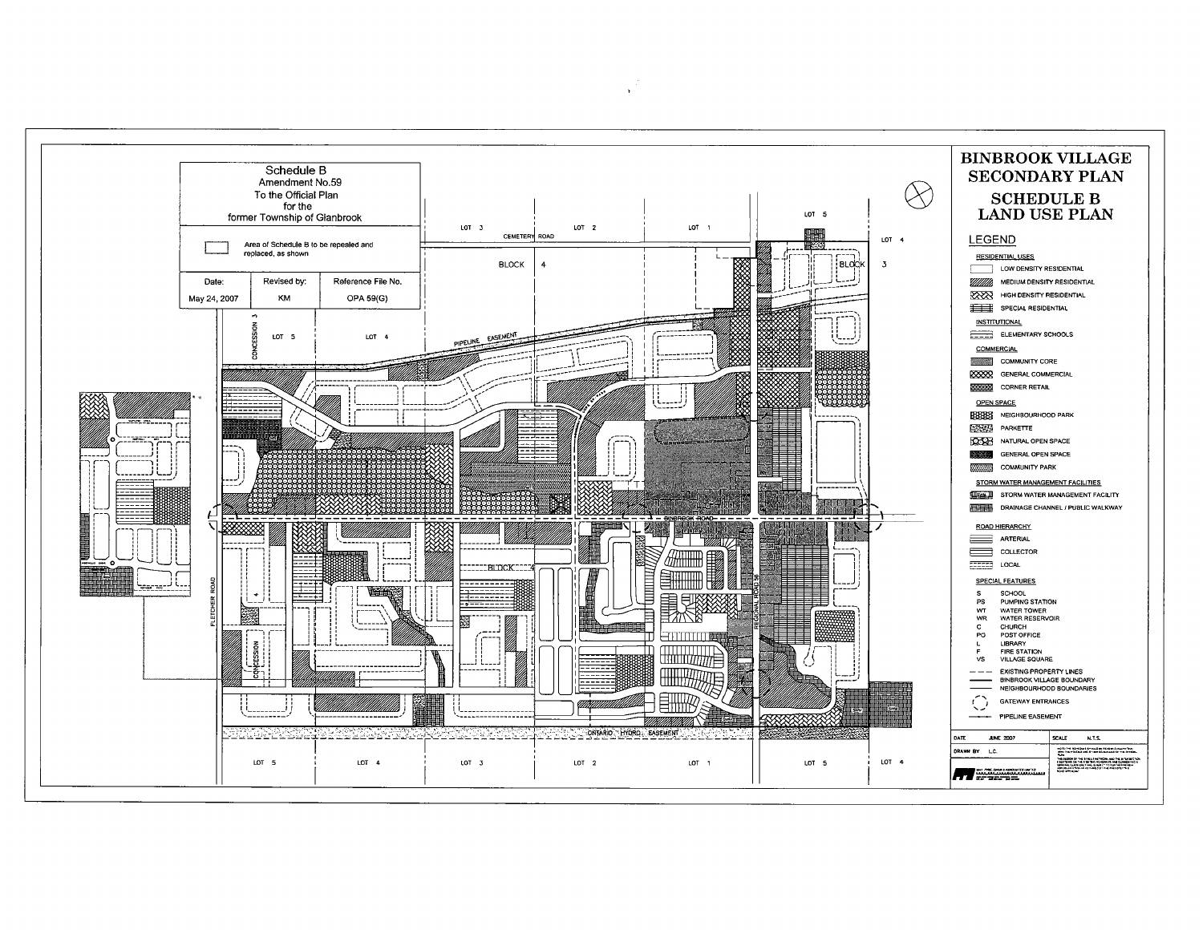Schedule B
Amendment No.59
To the Official Plan
for the
former Township of Glanbrook

Area of Schedule B to be repealed and replaced, as shown

| Date: | Revised by: | Reference File No. |
| --- | --- | --- |
| May 24, 2007 | KM | OPA 59(G) |

# BINBROOK VILLAGE SECONDARY PLAN

## SCHEDULE B LAND USE PLAN

### LEGEND

**RESIDENTIAL USES**

- LOW DENSITY RESIDENTIAL
- MEDIUM DENSITY RESIDENTIAL
- HIGH DENSITY RESIDENTIAL
- SPECIAL RESIDENTIAL

**INSTITUTIONAL**

- ELEMENTARY SCHOOLS

**COMMERCIAL**

- COMMUNITY CORE
- GENERAL COMMERCIAL
- CORNER RETAIL

**OPEN SPACE**

- NEIGHBOURHOOD PARK
- PARKETTE
- NATURAL OPEN SPACE
- GENERAL OPEN SPACE
- COMMUNITY PARK

**STORM WATER MANAGEMENT FACILITIES**

- STORM WATER MANAGEMENT FACILITY
- DRAINAGE CHANNEL / PUBLIC WALKWAY

**ROAD HIERARCHY**

- ARTERIAL
- COLLECTOR
- LOCAL

**SPECIAL FEATURES**

- S SCHOOL
- PS PUMPING STATION
- WT WATER TOWER
- WR WATER RESERVOIR
- C CHURCH
- PO POST OFFICE
- L LIBRARY
- F FIRE STATION
- VS VILLAGE SQUARE
- EXISTING PROPERTY LINES
- BINBROOK VILLAGE BOUNDARY
- NEIGHBOURHOOD BOUNDARIES
- GATEWAY ENTRANCES
- PIPELINE EASEMENT

DATE JUNE 2007
SCALE N.T.S.
DRAWN BY L.C.

LOT 3
LOT 2
LOT 1
LOT 5
LOT 4
CEMETERY ROAD
BLOCK 4
BLOCK 3
CONCESSION 3
PIPELINE EASEMENT
BINBROOK ROAD
BLOCK 4
FLETCHER ROAD
CONCESSION
REGIONAL ROAD 56
ONTARIO HYDRO EASEMENT